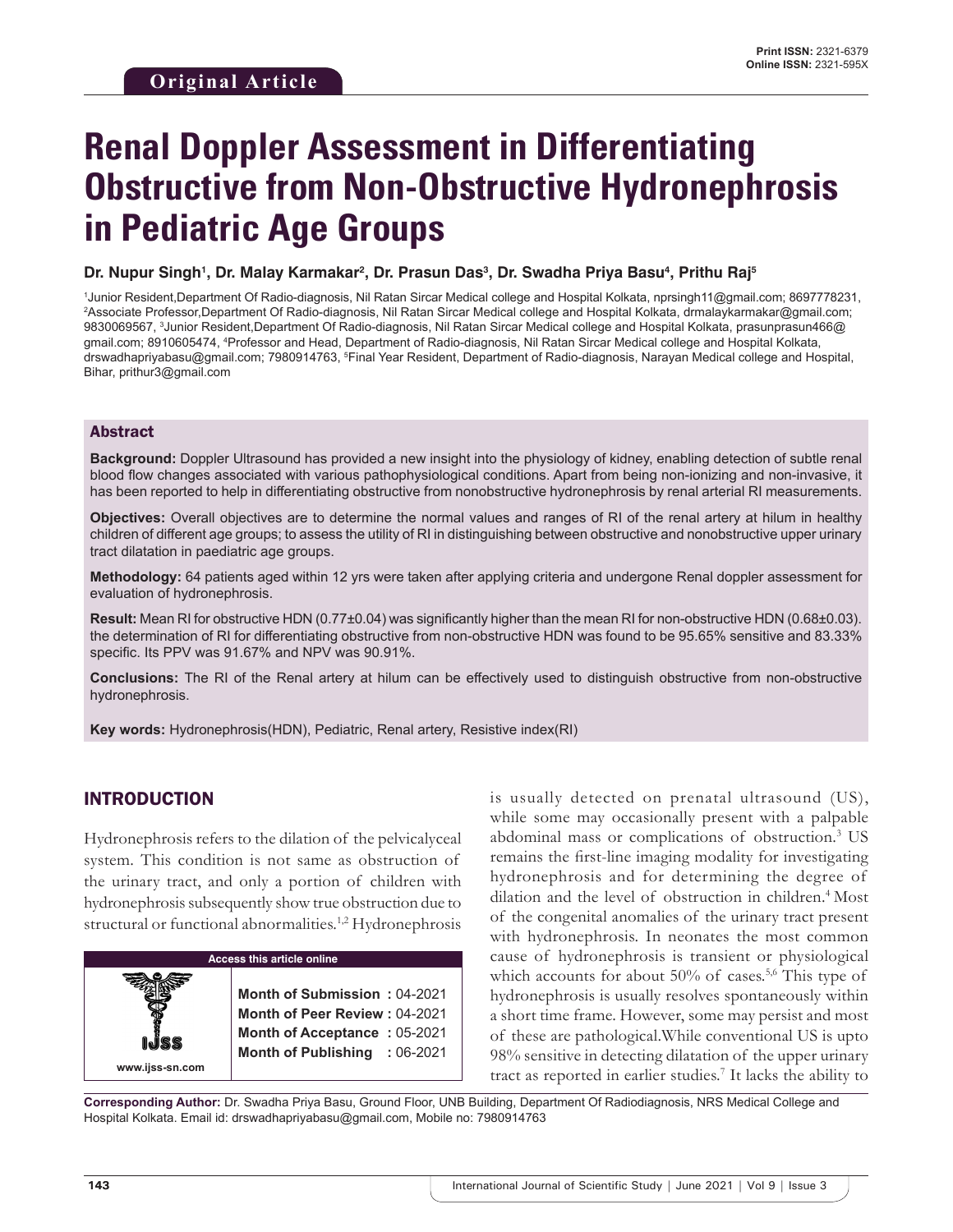Original Article

Print ISSN: 2321-6379
Online ISSN: 2321-595X

# Renal Doppler Assessment in Differentiating Obstructive from Non-Obstructive Hydronephrosis in Pediatric Age Groups

**Dr. Nupur Singh[1], Dr. Malay Karmakar[2], Dr. Prasun Das[3], Dr. Swadha Priya Basu[4], Prithu Raj[5]**

[1]Junior Resident,Department Of Radio-diagnosis, Nil Ratan Sircar Medical college and Hospital Kolkata, nprsingh11@gmail.com; 8697778231, [2]Associate Professor,Department Of Radio-diagnosis, Nil Ratan Sircar Medical college and Hospital Kolkata, drmalaykarmakar@gmail.com; 9830069567, [3]Junior Resident,Department Of Radio-diagnosis, Nil Ratan Sircar Medical college and Hospital Kolkata, prasunprasun466@gmail.com; 8910605474, [4]Professor and Head, Department of Radio-diagnosis, Nil Ratan Sircar Medical college and Hospital Kolkata, drswadhapriyabasu@gmail.com; 7980914763, [5]Final Year Resident, Department of Radio-diagnosis, Narayan Medical college and Hospital, Bihar, prithur3@gmail.com

## Abstract

**Background:** Doppler Ultrasound has provided a new insight into the physiology of kidney, enabling detection of subtle renal blood flow changes associated with various pathophysiological conditions. Apart from being non-ionizing and non-invasive, it has been reported to help in differentiating obstructive from nonobstructive hydronephrosis by renal arterial RI measurements.

**Objectives:** Overall objectives are to determine the normal values and ranges of RI of the renal artery at hilum in healthy children of different age groups; to assess the utility of RI in distinguishing between obstructive and nonobstructive upper urinary tract dilatation in paediatric age groups.

**Methodology:** 64 patients aged within 12 yrs were taken after applying criteria and undergone Renal doppler assessment for evaluation of hydronephrosis.

**Result:** Mean RI for obstructive HDN (0.77±0.04) was significantly higher than the mean RI for non-obstructive HDN (0.68±0.03). the determination of RI for differentiating obstructive from non-obstructive HDN was found to be 95.65% sensitive and 83.33% specific. Its PPV was 91.67% and NPV was 90.91%.

**Conclusions:** The RI of the Renal artery at hilum can be effectively used to distinguish obstructive from non-obstructive hydronephrosis.

**Key words:** Hydronephrosis(HDN), Pediatric, Renal artery, Resistive index(RI)

## INTRODUCTION

Hydronephrosis refers to the dilation of the pelvicalyceal system. This condition is not same as obstruction of the urinary tract, and only a portion of children with hydronephrosis subsequently show true obstruction due to structural or functional abnormalities.[1,2] Hydronephrosis is usually detected on prenatal ultrasound (US), while some may occasionally present with a palpable abdominal mass or complications of obstruction.[3] US remains the first-line imaging modality for investigating hydronephrosis and for determining the degree of dilation and the level of obstruction in children.[4] Most of the congenital anomalies of the urinary tract present with hydronephrosis. In neonates the most common cause of hydronephrosis is transient or physiological which accounts for about 50% of cases.[5,6] This type of hydronephrosis is usually resolves spontaneously within a short time frame. However, some may persist and most of these are pathological.While conventional US is upto 98% sensitive in detecting dilatation of the upper urinary tract as reported in earlier studies.[7] It lacks the ability to

| Access this article online | |
|---|---|
| IJSS www.ijss-sn.com | Month of Submission : 04-2021 |
| | Month of Peer Review : 04-2021 |
| | Month of Acceptance : 05-2021 |
| | Month of Publishing : 06-2021 |

**Corresponding Author:** Dr. Swadha Priya Basu, Ground Floor, UNB Building, Department Of Radiodiagnosis, NRS Medical College and Hospital Kolkata. Email id: drswadhapriyabasu@gmail.com, Mobile no: 7980914763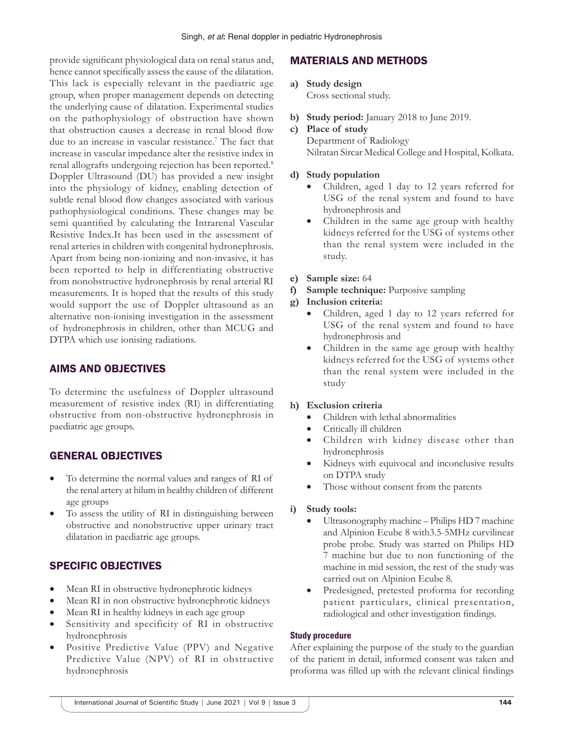provide significant physiological data on renal status and, hence cannot specifically assess the cause of the dilatation. This lack is especially relevant in the paediatric age group, when proper management depends on detecting the underlying cause of dilatation. Experimental studies on the pathophysiology of obstruction have shown that obstruction causes a decrease in renal blood flow due to an increase in vascular resistance.[7] The fact that increase in vascular impedance alter the resistive index in renal allografts undergoing rejection has been reported.[8] Doppler Ultrasound (DU) has provided a new insight into the physiology of kidney, enabling detection of subtle renal blood flow changes associated with various pathophysiological conditions. These changes may be semi quantified by calculating the Intrarenal Vascular Resistive Index.It has been used in the assessment of renal arteries in children with congenital hydronephrosis. Apart from being non-ionizing and non-invasive, it has been reported to help in differentiating obstructive from nonobstructive hydronephrosis by renal arterial RI measurements. It is hoped that the results of this study would support the use of Doppler ultrasound as an alternative non-ionising investigation in the assessment of hydronephrosis in children, other than MCUG and DTPA which use ionising radiations.

## AIMS AND OBJECTIVES

To determine the usefulness of Doppler ultrasound measurement of resistive index (RI) in differentiating obstructive from non-obstructive hydronephrosis in paediatric age groups.

## GENERAL OBJECTIVES

- To determine the normal values and ranges of RI of the renal artery at hilum in healthy children of different age groups
- To assess the utility of RI in distinguishing between obstructive and nonobstructive upper urinary tract dilatation in paediatric age groups.

## SPECIFIC OBJECTIVES

- Mean RI in obstructive hydronephrotic kidneys
- Mean RI in non obstructive hydronephrotic kidneys
- Mean RI in healthy kidneys in each age group
- Sensitivity and specificity of RI in obstructive hydronephrosis
- Positive Predictive Value (PPV) and Negative Predictive Value (NPV) of RI in obstructive hydronephrosis

## MATERIALS AND METHODS

**a) Study design**
Cross sectional study.

**b) Study period:** January 2018 to June 2019.

**c) Place of study**
Department of Radiology
Nilratan Sircar Medical College and Hospital, Kolkata.

**d) Study population**
- Children, aged 1 day to 12 years referred for USG of the renal system and found to have hydronephrosis and
- Children in the same age group with healthy kidneys referred for the USG of systems other than the renal system were included in the study.

**e) Sample size:** 64

**f) Sample technique:** Purposive sampling

**g) Inclusion criteria:**
- Children, aged 1 day to 12 years referred for USG of the renal system and found to have hydronephrosis and
- Children in the same age group with healthy kidneys referred for the USG of systems other than the renal system were included in the study

**h) Exclusion criteria**
- Children with lethal abnormalities
- Critically ill children
- Children with kidney disease other than hydronephrosis
- Kidneys with equivocal and inconclusive results on DTPA study
- Those without consent from the parents

**i) Study tools:**
- Ultrasonography machine – Philips HD 7 machine and Alpinion Ecube 8 with3.5-5MHz curvilinear probe probe. Study was started on Philips HD 7 machine but due to non functioning of the machine in mid session, the rest of the study was carried out on Alpinion Ecube 8.
- Predesigned, pretested proforma for recording patient particulars, clinical presentation, radiological and other investigation findings.

### Study procedure

After explaining the purpose of the study to the guardian of the patient in detail, informed consent was taken and proforma was filled up with the relevant clinical findings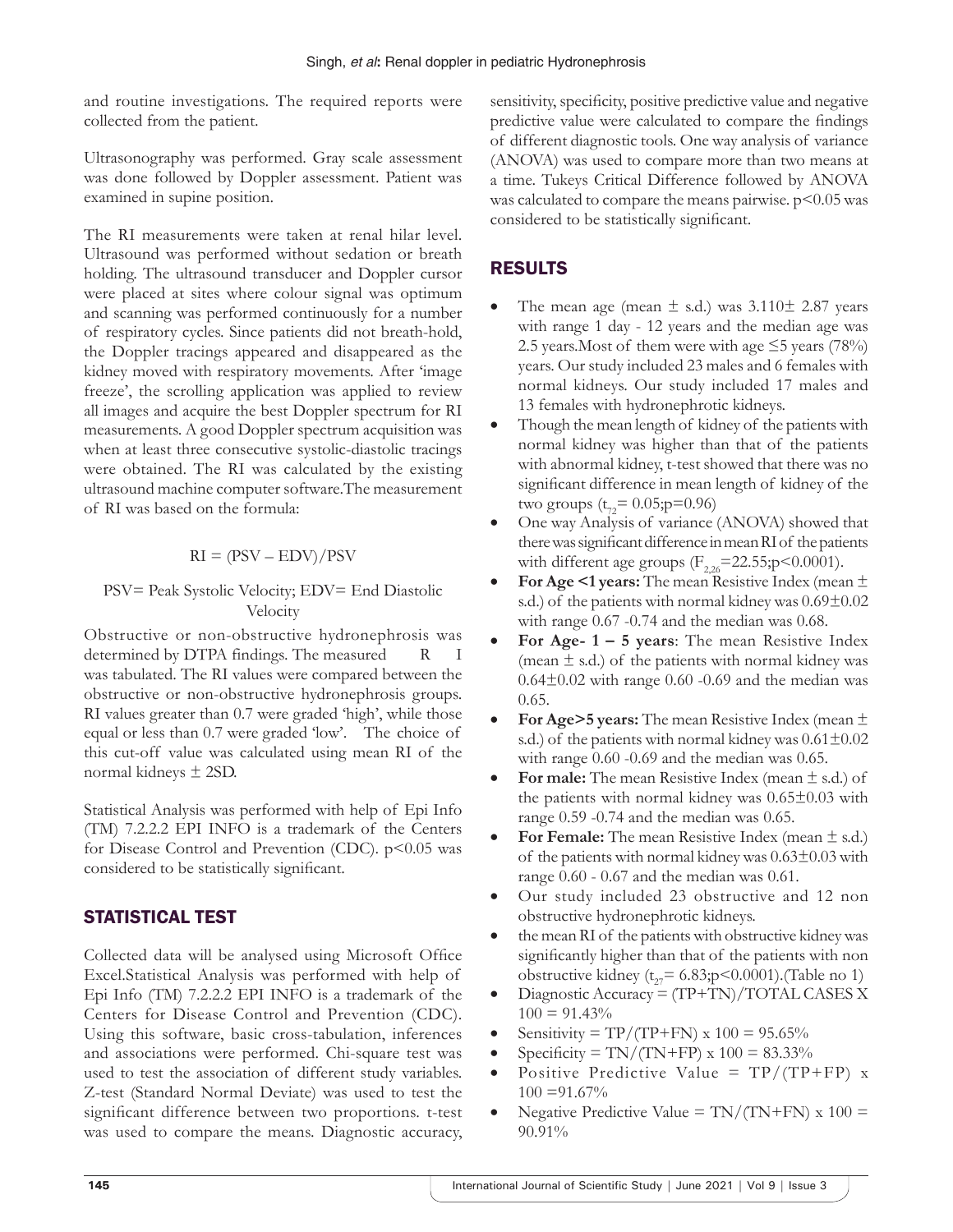and routine investigations. The required reports were collected from the patient.

Ultrasonography was performed. Gray scale assessment was done followed by Doppler assessment. Patient was examined in supine position.

The RI measurements were taken at renal hilar level. Ultrasound was performed without sedation or breath holding. The ultrasound transducer and Doppler cursor were placed at sites where colour signal was optimum and scanning was performed continuously for a number of respiratory cycles. Since patients did not breath-hold, the Doppler tracings appeared and disappeared as the kidney moved with respiratory movements. After 'image freeze', the scrolling application was applied to review all images and acquire the best Doppler spectrum for RI measurements. A good Doppler spectrum acquisition was when at least three consecutive systolic-diastolic tracings were obtained. The RI was calculated by the existing ultrasound machine computer software.The measurement of RI was based on the formula:

$$RI = (PSV – EDV)/PSV$$

PSV= Peak Systolic Velocity; EDV= End Diastolic Velocity

Obstructive or non-obstructive hydronephrosis was determined by DTPA findings. The measured R I was tabulated. The RI values were compared between the obstructive or non-obstructive hydronephrosis groups. RI values greater than 0.7 were graded 'high', while those equal or less than 0.7 were graded 'low'. The choice of this cut-off value was calculated using mean RI of the normal kidneys ± 2SD.

Statistical Analysis was performed with help of Epi Info (TM) 7.2.2.2 EPI INFO is a trademark of the Centers for Disease Control and Prevention (CDC). p<0.05 was considered to be statistically significant.

## STATISTICAL TEST

Collected data will be analysed using Microsoft Office Excel.Statistical Analysis was performed with help of Epi Info (TM) 7.2.2.2 EPI INFO is a trademark of the Centers for Disease Control and Prevention (CDC). Using this software, basic cross-tabulation, inferences and associations were performed. Chi-square test was used to test the association of different study variables. Z-test (Standard Normal Deviate) was used to test the significant difference between two proportions. t-test was used to compare the means. Diagnostic accuracy, sensitivity, specificity, positive predictive value and negative predictive value were calculated to compare the findings of different diagnostic tools. One way analysis of variance (ANOVA) was used to compare more than two means at a time. Tukeys Critical Difference followed by ANOVA was calculated to compare the means pairwise. p<0.05 was considered to be statistically significant.

## RESULTS

- The mean age (mean ± s.d.) was 3.110± 2.87 years with range 1 day - 12 years and the median age was 2.5 years.Most of them were with age ≤5 years (78%) years. Our study included 23 males and 6 females with normal kidneys. Our study included 17 males and 13 females with hydronephrotic kidneys.
- Though the mean length of kidney of the patients with normal kidney was higher than that of the patients with abnormal kidney, t-test showed that there was no significant difference in mean length of kidney of the two groups ($t_{72}$= 0.05;p=0.96)
- One way Analysis of variance (ANOVA) showed that there was significant difference in mean RI of the patients with different age groups ($F_{2,26}$=22.55;p<0.0001).
- **For Age <1 years:** The mean Resistive Index (mean ± s.d.) of the patients with normal kidney was 0.69±0.02 with range 0.67 -0.74 and the median was 0.68.
- **For Age- 1 – 5 years**: The mean Resistive Index (mean ± s.d.) of the patients with normal kidney was 0.64±0.02 with range 0.60 -0.69 and the median was 0.65.
- **For Age>5 years:** The mean Resistive Index (mean ± s.d.) of the patients with normal kidney was 0.61±0.02 with range 0.60 -0.69 and the median was 0.65.
- **For male:** The mean Resistive Index (mean ± s.d.) of the patients with normal kidney was 0.65±0.03 with range 0.59 -0.74 and the median was 0.65.
- **For Female:** The mean Resistive Index (mean ± s.d.) of the patients with normal kidney was 0.63±0.03 with range 0.60 - 0.67 and the median was 0.61.
- Our study included 23 obstructive and 12 non obstructive hydronephrotic kidneys.
- the mean RI of the patients with obstructive kidney was significantly higher than that of the patients with non obstructive kidney ($t_{27}$= 6.83;p<0.0001).(Table no 1)
- Diagnostic Accuracy = (TP+TN)/TOTAL CASES X 100 = 91.43%
- Sensitivity = TP/(TP+FN) x 100 = 95.65%
- Specificity = TN/(TN+FP) x 100 = 83.33%
- Positive Predictive Value = TP/(TP+FP) x 100 =91.67%
- Negative Predictive Value = TN/(TN+FN) x 100 = 90.91%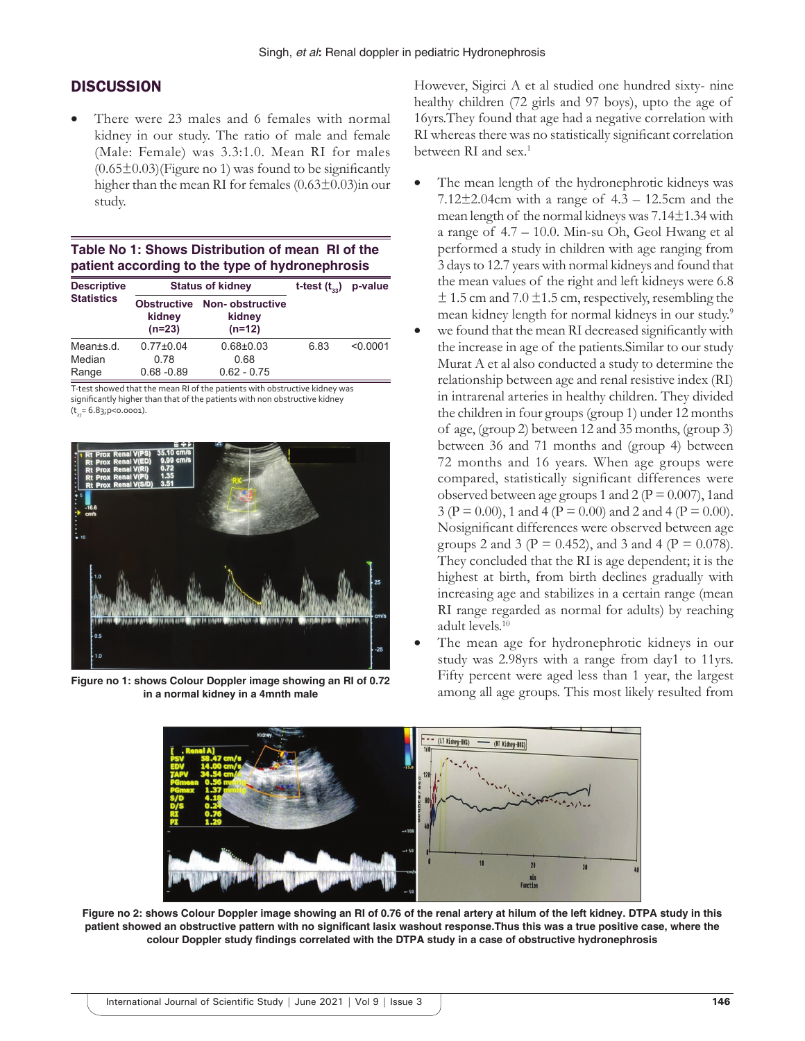## DISCUSSION

- There were 23 males and 6 females with normal kidney in our study. The ratio of male and female (Male: Female) was 3.3:1.0. Mean RI for males (0.65±0.03)(Figure no 1) was found to be significantly higher than the mean RI for females (0.63±0.03)in our study.

**Table No 1: Shows Distribution of mean RI of the patient according to the type of hydronephrosis**

| Descriptive Statistics | Status of kidney | | t-test ($t_{33}$) | p-value |
|---|---|---|---|---|
| | Obstructive kidney (n=23) | Non- obstructive kidney (n=12) | | |
| Mean±s.d. | 0.77±0.04 | 0.68±0.03 | 6.83 | <0.0001 |
| Median | 0.78 | 0.68 | | |
| Range | 0.68 -0.89 | 0.62 - 0.75 | | |

T-test showed that the mean RI of the patients with obstructive kidney was significantly higher than that of the patients with non obstructive kidney ($t_{27}$= 6.83;p<0.0001).

Figure no 1: shows Colour Doppler image showing an RI of 0.72 in a normal kidney in a 4mnth male

However, Sigirci A et al studied one hundred sixty- nine healthy children (72 girls and 97 boys), upto the age of 16yrs.They found that age had a negative correlation with RI whereas there was no statistically significant correlation between RI and sex.[1]

- The mean length of the hydronephrotic kidneys was 7.12±2.04cm with a range of 4.3 – 12.5cm and the mean length of the normal kidneys was 7.14±1.34 with a range of 4.7 – 10.0. Min-su Oh, Geol Hwang et al performed a study in children with age ranging from 3 days to 12.7 years with normal kidneys and found that the mean values of the right and left kidneys were 6.8 ± 1.5 cm and 7.0 ±1.5 cm, respectively, resembling the mean kidney length for normal kidneys in our study.[9]
- we found that the mean RI decreased significantly with the increase in age of the patients.Similar to our study Murat A et al also conducted a study to determine the relationship between age and renal resistive index (RI) in intrarenal arteries in healthy children. They divided the children in four groups (group 1) under 12 months of age, (group 2) between 12 and 35 months, (group 3) between 36 and 71 months and (group 4) between 72 months and 16 years. When age groups were compared, statistically significant differences were observed between age groups 1 and 2 (P = 0.007), 1and 3 (P = 0.00), 1 and 4 (P = 0.00) and 2 and 4 (P = 0.00). Nosignificant differences were observed between age groups 2 and 3 (P = 0.452), and 3 and 4 (P = 0.078). They concluded that the RI is age dependent; it is the highest at birth, from birth declines gradually with increasing age and stabilizes in a certain range (mean RI range regarded as normal for adults) by reaching adult levels.[10]
- The mean age for hydronephrotic kidneys in our study was 2.98yrs with a range from day1 to 11yrs. Fifty percent were aged less than 1 year, the largest among all age groups. This most likely resulted from

Figure no 2: shows Colour Doppler image showing an RI of 0.76 of the renal artery at hilum of the left kidney. DTPA study in this patient showed an obstructive pattern with no significant lasix washout response.Thus this was a true positive case, where the colour Doppler study findings correlated with the DTPA study in a case of obstructive hydronephrosis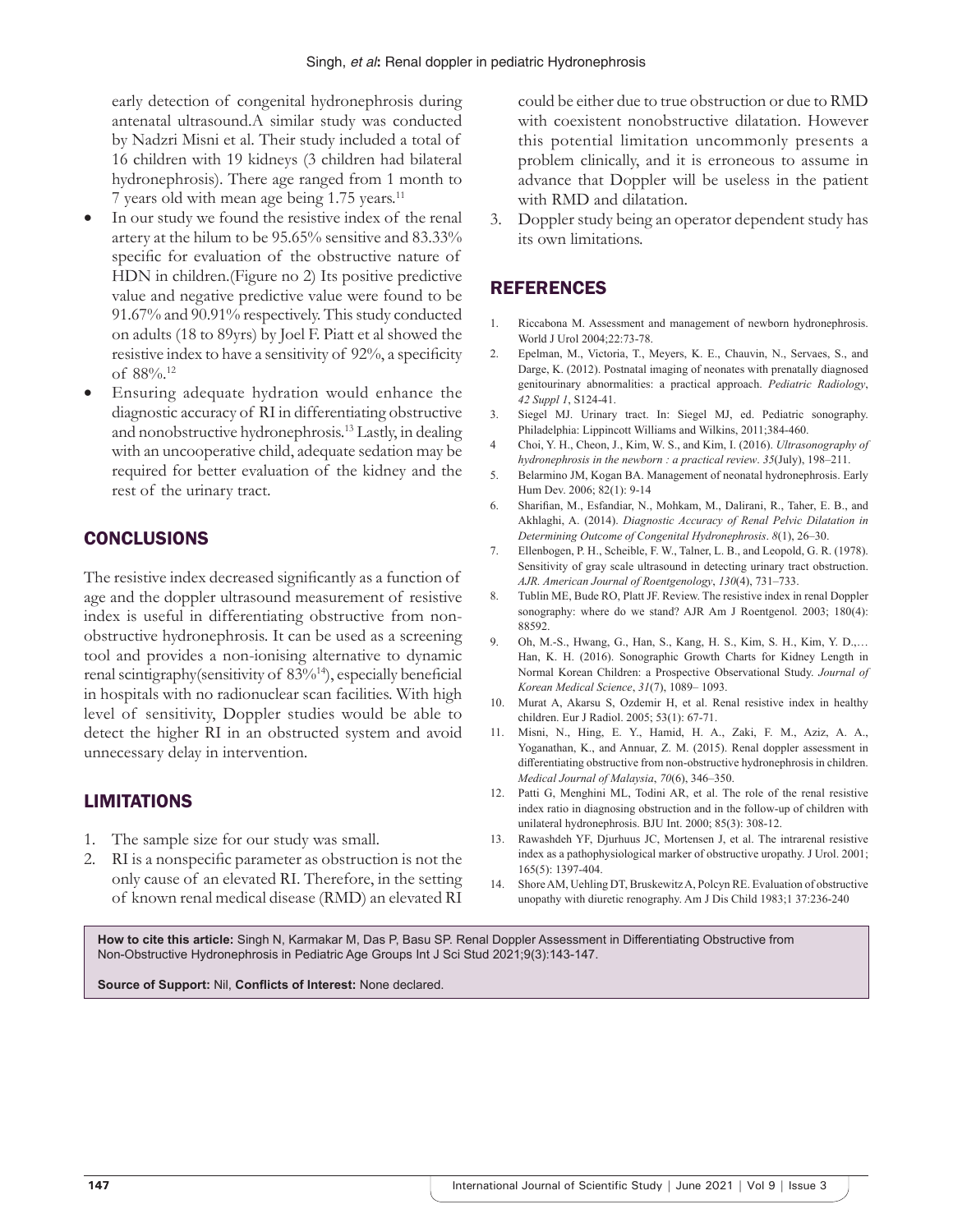early detection of congenital hydronephrosis during antenatal ultrasound.A similar study was conducted by Nadzri Misni et al. Their study included a total of 16 children with 19 kidneys (3 children had bilateral hydronephrosis). There age ranged from 1 month to 7 years old with mean age being 1.75 years.[11]

- In our study we found the resistive index of the renal artery at the hilum to be 95.65% sensitive and 83.33% specific for evaluation of the obstructive nature of HDN in children.(Figure no 2) Its positive predictive value and negative predictive value were found to be 91.67% and 90.91% respectively. This study conducted on adults (18 to 89yrs) by Joel F. Piatt et al showed the resistive index to have a sensitivity of 92%, a specificity of 88%.[12]
- Ensuring adequate hydration would enhance the diagnostic accuracy of RI in differentiating obstructive and nonobstructive hydronephrosis.[13] Lastly, in dealing with an uncooperative child, adequate sedation may be required for better evaluation of the kidney and the rest of the urinary tract.

## CONCLUSIONS

The resistive index decreased significantly as a function of age and the doppler ultrasound measurement of resistive index is useful in differentiating obstructive from non-obstructive hydronephrosis. It can be used as a screening tool and provides a non-ionising alternative to dynamic renal scintigraphy(sensitivity of 83%[14]), especially beneficial in hospitals with no radionuclear scan facilities. With high level of sensitivity, Doppler studies would be able to detect the higher RI in an obstructed system and avoid unnecessary delay in intervention.

## LIMITATIONS

1. The sample size for our study was small.
2. RI is a nonspecific parameter as obstruction is not the only cause of an elevated RI. Therefore, in the setting of known renal medical disease (RMD) an elevated RI could be either due to true obstruction or due to RMD with coexistent nonobstructive dilatation. However this potential limitation uncommonly presents a problem clinically, and it is erroneous to assume in advance that Doppler will be useless in the patient with RMD and dilatation.
3. Doppler study being an operator dependent study has its own limitations.

## REFERENCES

1. Riccabona M. Assessment and management of newborn hydronephrosis. World J Urol 2004;22:73-78.
2. Epelman, M., Victoria, T., Meyers, K. E., Chauvin, N., Servaes, S., and Darge, K. (2012). Postnatal imaging of neonates with prenatally diagnosed genitourinary abnormalities: a practical approach. *Pediatric Radiology*, *42 Suppl 1*, S124-41.
3. Siegel MJ. Urinary tract. In: Siegel MJ, ed. Pediatric sonography. Philadelphia: Lippincott Williams and Wilkins, 2011;384-460.
4. Choi, Y. H., Cheon, J., Kim, W. S., and Kim, I. (2016). *Ultrasonography of hydronephrosis in the newborn : a practical review*. *35*(July), 198–211.
5. Belarmino JM, Kogan BA. Management of neonatal hydronephrosis. Early Hum Dev. 2006; 82(1): 9-14
6. Sharifian, M., Esfandiar, N., Mohkam, M., Dalirani, R., Taher, E. B., and Akhlaghi, A. (2014). *Diagnostic Accuracy of Renal Pelvic Dilatation in Determining Outcome of Congenital Hydronephrosis*. *8*(1), 26–30.
7. Ellenbogen, P. H., Scheible, F. W., Talner, L. B., and Leopold, G. R. (1978). Sensitivity of gray scale ultrasound in detecting urinary tract obstruction. *AJR. American Journal of Roentgenology*, *130*(4), 731–733.
8. Tublin ME, Bude RO, Platt JF. Review. The resistive index in renal Doppler sonography: where do we stand? AJR Am J Roentgenol. 2003; 180(4): 88592.
9. Oh, M.-S., Hwang, G., Han, S., Kang, H. S., Kim, S. H., Kim, Y. D.,… Han, K. H. (2016). Sonographic Growth Charts for Kidney Length in Normal Korean Children: a Prospective Observational Study. *Journal of Korean Medical Science*, *31*(7), 1089– 1093.
10. Murat A, Akarsu S, Ozdemir H, et al. Renal resistive index in healthy children. Eur J Radiol. 2005; 53(1): 67-71.
11. Misni, N., Hing, E. Y., Hamid, H. A., Zaki, F. M., Aziz, A. A., Yoganathan, K., and Annuar, Z. M. (2015). Renal doppler assessment in differentiating obstructive from non-obstructive hydronephrosis in children. *Medical Journal of Malaysia*, *70*(6), 346–350.
12. Patti G, Menghini ML, Todini AR, et al. The role of the renal resistive index ratio in diagnosing obstruction and in the follow-up of children with unilateral hydronephrosis. BJU Int. 2000; 85(3): 308-12.
13. Rawashdeh YF, Djurhuus JC, Mortensen J, et al. The intrarenal resistive index as a pathophysiological marker of obstructive uropathy. J Urol. 2001; 165(5): 1397-404.
14. Shore AM, Uehling DT, Bruskewitz A, Polcyn RE. Evaluation of obstructive unopathy with diuretic renography. Am J Dis Child 1983;1 37:236-240

**How to cite this article:** Singh N, Karmakar M, Das P, Basu SP. Renal Doppler Assessment in Differentiating Obstructive from Non-Obstructive Hydronephrosis in Pediatric Age Groups Int J Sci Stud 2021;9(3):143-147.

**Source of Support:** Nil, **Conflicts of Interest:** None declared.